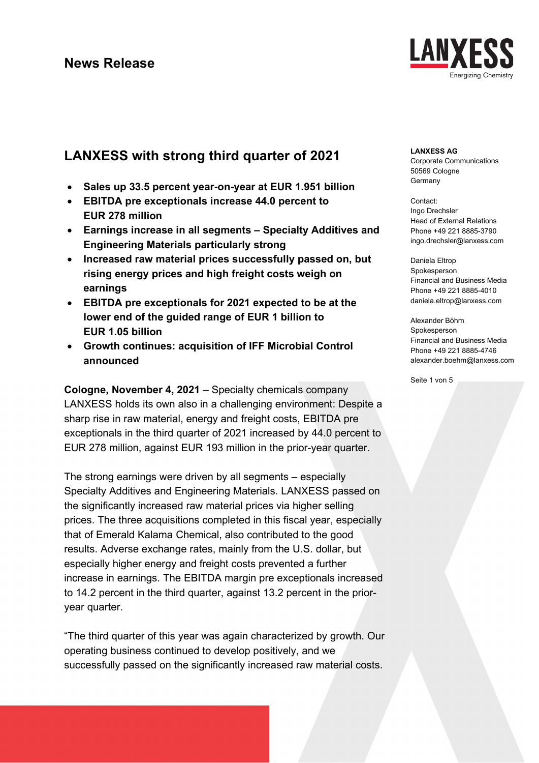# News Release

## LANXESS with strong third quarter of 2021

- **Sales up 33.5 percent year-on-year at EUR 1.951 billion**
- **EBITDA pre exceptionals increase 44.0 percent to EUR 278 million**
- **Earnings increase in all segments – Specialty Additives and Engineering Materials particularly strong**
- **Increased raw material prices successfully passed on, but rising energy prices and high freight costs weigh on earnings**
- **EBITDA pre exceptionals for 2021 expected to be at the lower end of the guided range of EUR 1 billion to EUR 1.05 billion**
- **Growth continues: acquisition of IFF Microbial Control announced**

**LANXESS AG**
Corporate Communications
50569 Cologne
Germany

Contact:
Ingo Drechsler
Head of External Relations
Phone +49 221 8885-3790
ingo.drechsler@lanxess.com

Daniela Eltrop
Spokesperson
Financial and Business Media
Phone +49 221 8885-4010
daniela.eltrop@lanxess.com

Alexander Böhm
Spokesperson
Financial and Business Media
Phone +49 221 8885-4746
alexander.boehm@lanxess.com

**Cologne, November 4, 2021** – Specialty chemicals company LANXESS holds its own also in a challenging environment: Despite a sharp rise in raw material, energy and freight costs, EBITDA pre exceptionals in the third quarter of 2021 increased by 44.0 percent to EUR 278 million, against EUR 193 million in the prior-year quarter.

The strong earnings were driven by all segments – especially Specialty Additives and Engineering Materials. LANXESS passed on the significantly increased raw material prices via higher selling prices. The three acquisitions completed in this fiscal year, especially that of Emerald Kalama Chemical, also contributed to the good results. Adverse exchange rates, mainly from the U.S. dollar, but especially higher energy and freight costs prevented a further increase in earnings. The EBITDA margin pre exceptionals increased to 14.2 percent in the third quarter, against 13.2 percent in the prior-year quarter.

"The third quarter of this year was again characterized by growth. Our operating business continued to develop positively, and we successfully passed on the significantly increased raw material costs.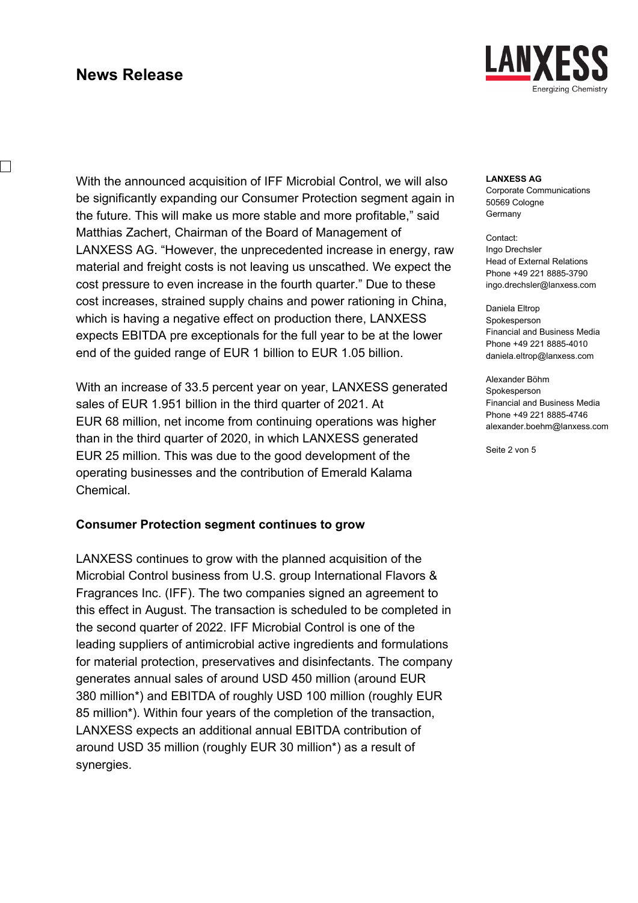With the announced acquisition of IFF Microbial Control, we will also be significantly expanding our Consumer Protection segment again in the future. This will make us more stable and more profitable," said Matthias Zachert, Chairman of the Board of Management of LANXESS AG. "However, the unprecedented increase in energy, raw material and freight costs is not leaving us unscathed. We expect the cost pressure to even increase in the fourth quarter." Due to these cost increases, strained supply chains and power rationing in China, which is having a negative effect on production there, LANXESS expects EBITDA pre exceptionals for the full year to be at the lower end of the guided range of EUR 1 billion to EUR 1.05 billion.

With an increase of 33.5 percent year on year, LANXESS generated sales of EUR 1.951 billion in the third quarter of 2021. At EUR 68 million, net income from continuing operations was higher than in the third quarter of 2020, in which LANXESS generated EUR 25 million. This was due to the good development of the operating businesses and the contribution of Emerald Kalama Chemical.

**Consumer Protection segment continues to grow**

LANXESS continues to grow with the planned acquisition of the Microbial Control business from U.S. group International Flavors & Fragrances Inc. (IFF). The two companies signed an agreement to this effect in August. The transaction is scheduled to be completed in the second quarter of 2022. IFF Microbial Control is one of the leading suppliers of antimicrobial active ingredients and formulations for material protection, preservatives and disinfectants. The company generates annual sales of around USD 450 million (around EUR 380 million*) and EBITDA of roughly USD 100 million (roughly EUR 85 million*). Within four years of the completion of the transaction, LANXESS expects an additional annual EBITDA contribution of around USD 35 million (roughly EUR 30 million*) as a result of synergies.

**LANXESS AG**
Corporate Communications
50569 Cologne
Germany

Contact:
Ingo Drechsler
Head of External Relations
Phone +49 221 8885-3790
ingo.drechsler@lanxess.com

Daniela Eltrop
Spokesperson
Financial and Business Media
Phone +49 221 8885-4010
daniela.eltrop@lanxess.com

Alexander Böhm
Spokesperson
Financial and Business Media
Phone +49 221 8885-4746
alexander.boehm@lanxess.com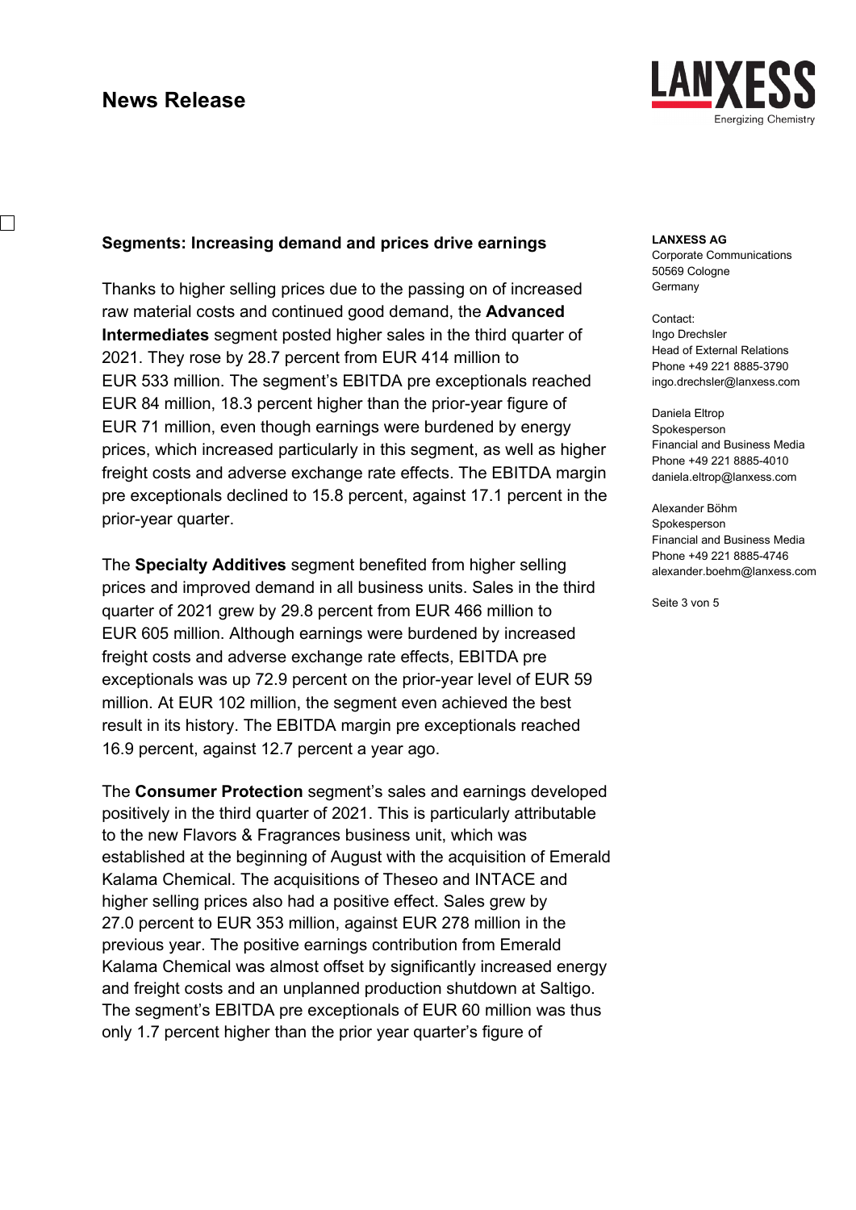## Segments: Increasing demand and prices drive earnings

Thanks to higher selling prices due to the passing on of increased raw material costs and continued good demand, the **Advanced Intermediates** segment posted higher sales in the third quarter of 2021. They rose by 28.7 percent from EUR 414 million to EUR 533 million. The segment's EBITDA pre exceptionals reached EUR 84 million, 18.3 percent higher than the prior-year figure of EUR 71 million, even though earnings were burdened by energy prices, which increased particularly in this segment, as well as higher freight costs and adverse exchange rate effects. The EBITDA margin pre exceptionals declined to 15.8 percent, against 17.1 percent in the prior-year quarter.

The **Specialty Additives** segment benefited from higher selling prices and improved demand in all business units. Sales in the third quarter of 2021 grew by 29.8 percent from EUR 466 million to EUR 605 million. Although earnings were burdened by increased freight costs and adverse exchange rate effects, EBITDA pre exceptionals was up 72.9 percent on the prior-year level of EUR 59 million. At EUR 102 million, the segment even achieved the best result in its history. The EBITDA margin pre exceptionals reached 16.9 percent, against 12.7 percent a year ago.

The **Consumer Protection** segment's sales and earnings developed positively in the third quarter of 2021. This is particularly attributable to the new Flavors & Fragrances business unit, which was established at the beginning of August with the acquisition of Emerald Kalama Chemical. The acquisitions of Theseo and INTACE and higher selling prices also had a positive effect. Sales grew by 27.0 percent to EUR 353 million, against EUR 278 million in the previous year. The positive earnings contribution from Emerald Kalama Chemical was almost offset by significantly increased energy and freight costs and an unplanned production shutdown at Saltigo. The segment's EBITDA pre exceptionals of EUR 60 million was thus only 1.7 percent higher than the prior year quarter's figure of

**LANXESS AG**
Corporate Communications
50569 Cologne
Germany

Contact:
Ingo Drechsler
Head of External Relations
Phone +49 221 8885-3790
ingo.drechsler@lanxess.com

Daniela Eltrop
Spokesperson
Financial and Business Media
Phone +49 221 8885-4010
daniela.eltrop@lanxess.com

Alexander Böhm
Spokesperson
Financial and Business Media
Phone +49 221 8885-4746
alexander.boehm@lanxess.com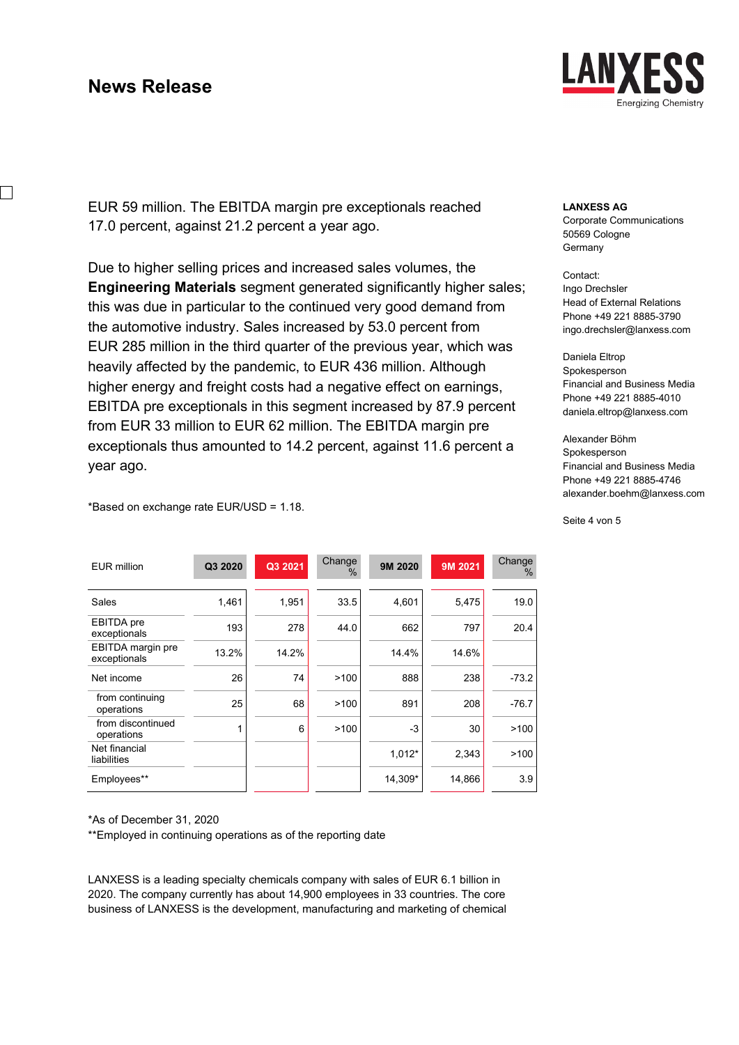EUR 59 million. The EBITDA margin pre exceptionals reached 17.0 percent, against 21.2 percent a year ago.

Due to higher selling prices and increased sales volumes, the **Engineering Materials** segment generated significantly higher sales; this was due in particular to the continued very good demand from the automotive industry. Sales increased by 53.0 percent from EUR 285 million in the third quarter of the previous year, which was heavily affected by the pandemic, to EUR 436 million. Although higher energy and freight costs had a negative effect on earnings, EBITDA pre exceptionals in this segment increased by 87.9 percent from EUR 33 million to EUR 62 million. The EBITDA margin pre exceptionals thus amounted to 14.2 percent, against 11.6 percent a year ago.

*Based on exchange rate EUR/USD = 1.18.

| EUR million | Q3 2020 | Q3 2021 | Change % | 9M 2020 | 9M 2021 | Change % |
|---|---|---|---|---|---|---|
| Sales | 1,461 | 1,951 | 33.5 | 4,601 | 5,475 | 19.0 |
| EBITDA pre exceptionals | 193 | 278 | 44.0 | 662 | 797 | 20.4 |
| EBITDA margin pre exceptionals | 13.2% | 14.2% | | 14.4% | 14.6% | |
| Net income | 26 | 74 | >100 | 888 | 238 | -73.2 |
| from continuing operations | 25 | 68 | >100 | 891 | 208 | -76.7 |
| from discontinued operations | 1 | 6 | >100 | -3 | 30 | >100 |
| Net financial liabilities | | | | 1,012* | 2,343 | >100 |
| Employees** | | | | 14,309* | 14,866 | 3.9 |

*As of December 31, 2020
**Employed in continuing operations as of the reporting date

LANXESS is a leading specialty chemicals company with sales of EUR 6.1 billion in 2020. The company currently has about 14,900 employees in 33 countries. The core business of LANXESS is the development, manufacturing and marketing of chemical

**LANXESS AG**
Corporate Communications
50569 Cologne
Germany

Contact:
Ingo Drechsler
Head of External Relations
Phone +49 221 8885-3790
ingo.drechsler@lanxess.com

Daniela Eltrop
Spokesperson
Financial and Business Media
Phone +49 221 8885-4010
daniela.eltrop@lanxess.com

Alexander Böhm
Spokesperson
Financial and Business Media
Phone +49 221 8885-4746
alexander.boehm@lanxess.com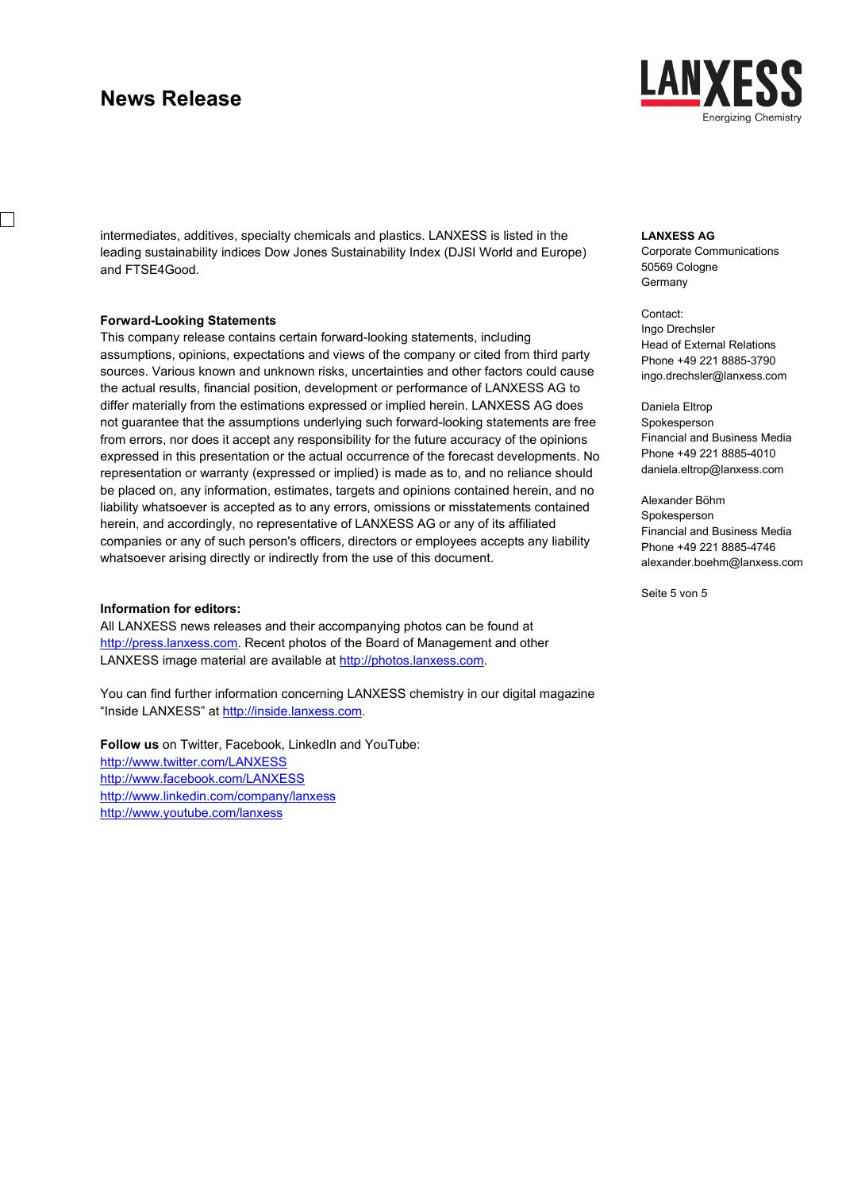intermediates, additives, specialty chemicals and plastics. LANXESS is listed in the leading sustainability indices Dow Jones Sustainability Index (DJSI World and Europe) and FTSE4Good.

**Forward-Looking Statements**

This company release contains certain forward-looking statements, including assumptions, opinions, expectations and views of the company or cited from third party sources. Various known and unknown risks, uncertainties and other factors could cause the actual results, financial position, development or performance of LANXESS AG to differ materially from the estimations expressed or implied herein. LANXESS AG does not guarantee that the assumptions underlying such forward-looking statements are free from errors, nor does it accept any responsibility for the future accuracy of the opinions expressed in this presentation or the actual occurrence of the forecast developments. No representation or warranty (expressed or implied) is made as to, and no reliance should be placed on, any information, estimates, targets and opinions contained herein, and no liability whatsoever is accepted as to any errors, omissions or misstatements contained herein, and accordingly, no representative of LANXESS AG or any of its affiliated companies or any of such person's officers, directors or employees accepts any liability whatsoever arising directly or indirectly from the use of this document.

**Information for editors:**

All LANXESS news releases and their accompanying photos can be found at http://press.lanxess.com. Recent photos of the Board of Management and other LANXESS image material are available at http://photos.lanxess.com.

You can find further information concerning LANXESS chemistry in our digital magazine "Inside LANXESS" at http://inside.lanxess.com.

**Follow us** on Twitter, Facebook, LinkedIn and YouTube:
http://www.twitter.com/LANXESS
http://www.facebook.com/LANXESS
http://www.linkedin.com/company/lanxess
http://www.youtube.com/lanxess

**LANXESS AG**
Corporate Communications
50569 Cologne
Germany

Contact:
Ingo Drechsler
Head of External Relations
Phone +49 221 8885-3790
ingo.drechsler@lanxess.com

Daniela Eltrop
Spokesperson
Financial and Business Media
Phone +49 221 8885-4010
daniela.eltrop@lanxess.com

Alexander Böhm
Spokesperson
Financial and Business Media
Phone +49 221 8885-4746
alexander.boehm@lanxess.com